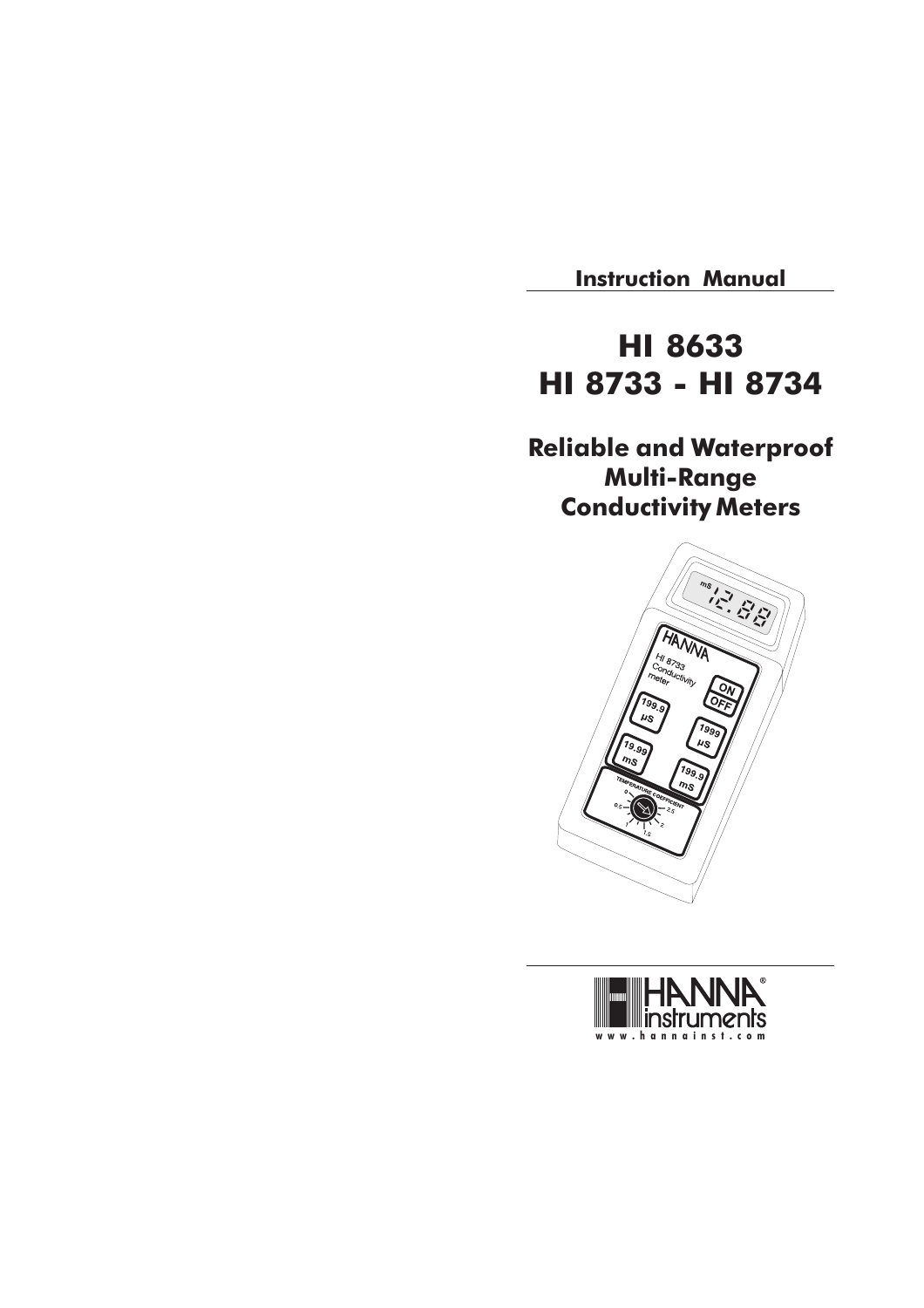**Instruction Manual**

# HI 8633
# HI 8733 - HI 8734

## Reliable and Waterproof Multi-Range Conductivity Meters

www.hannainst.com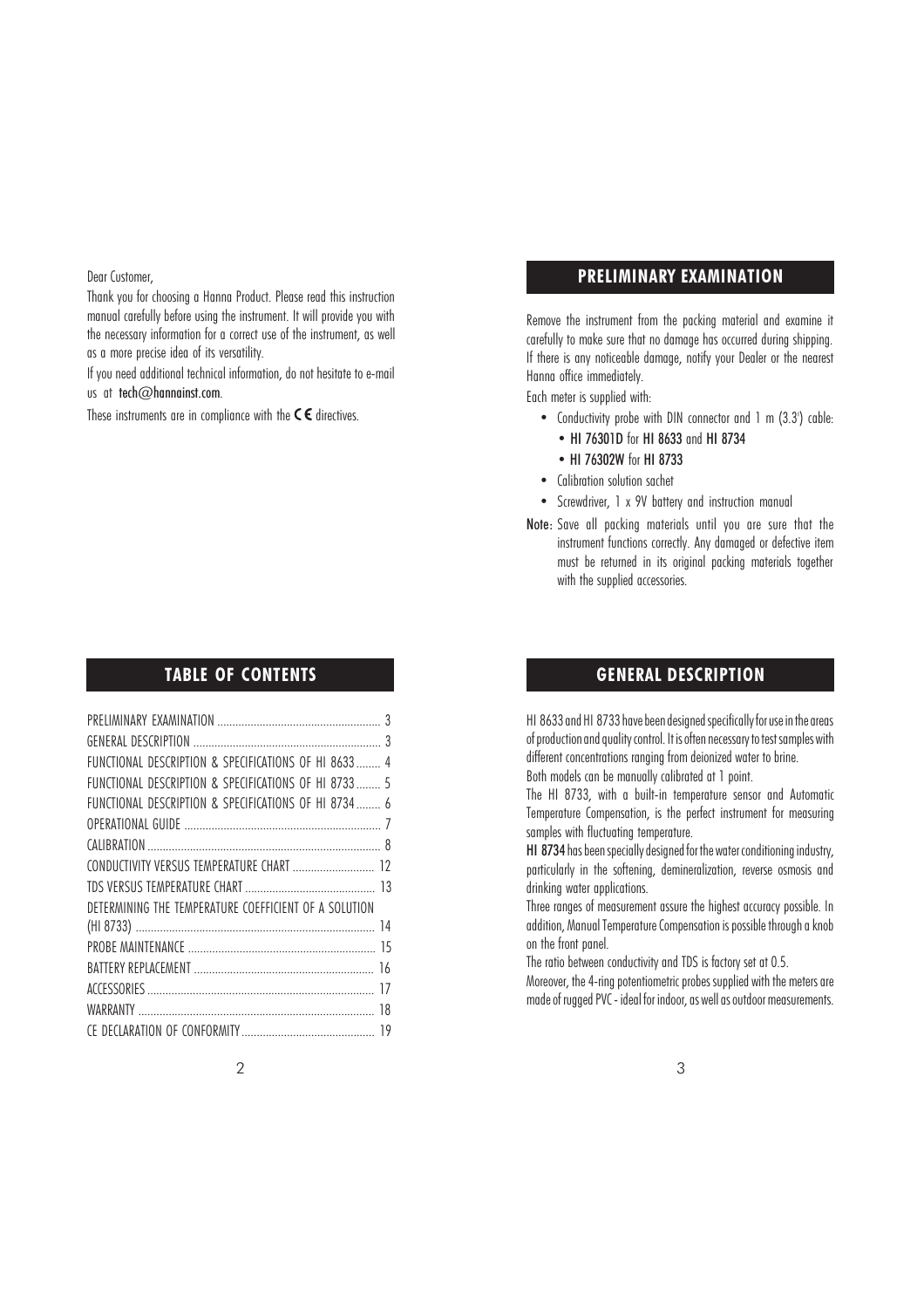Dear Customer,

Thank you for choosing a Hanna Product. Please read this instruction manual carefully before using the instrument. It will provide you with the necessary information for a correct use of the instrument, as well as a more precise idea of its versatility.

If you need additional technical information, do not hesitate to e-mail us at **tech@hannainst.com**.

These instruments are in compliance with the CE directives.

## TABLE OF CONTENTS

| | |
|---|---|
| PRELIMINARY EXAMINATION | 3 |
| GENERAL DESCRIPTION | 3 |
| FUNCTIONAL DESCRIPTION & SPECIFICATIONS OF HI 8633 | 4 |
| FUNCTIONAL DESCRIPTION & SPECIFICATIONS OF HI 8733 | 5 |
| FUNCTIONAL DESCRIPTION & SPECIFICATIONS OF HI 8734 | 6 |
| OPERATIONAL GUIDE | 7 |
| CALIBRATION | 8 |
| CONDUCTIVITY VERSUS TEMPERATURE CHART | 12 |
| TDS VERSUS TEMPERATURE CHART | 13 |
| DETERMINING THE TEMPERATURE COEFFICIENT OF A SOLUTION (HI 8733) | 14 |
| PROBE MAINTENANCE | 15 |
| BATTERY REPLACEMENT | 16 |
| ACCESSORIES | 17 |
| WARRANTY | 18 |
| CE DECLARATION OF CONFORMITY | 19 |

## PRELIMINARY EXAMINATION

Remove the instrument from the packing material and examine it carefully to make sure that no damage has occurred during shipping. If there is any noticeable damage, notify your Dealer or the nearest Hanna office immediately.

Each meter is supplied with:

- Conductivity probe with DIN connector and 1 m (3.3') cable:
  - **HI 76301D** for **HI 8633** and **HI 8734**
  - **HI 76302W** for **HI 8733**
- Calibration solution sachet
- Screwdriver, 1 x 9V battery and instruction manual

**Note:** Save all packing materials until you are sure that the instrument functions correctly. Any damaged or defective item must be returned in its original packing materials together with the supplied accessories.

## GENERAL DESCRIPTION

HI 8633 and HI 8733 have been designed specifically for use in the areas of production and quality control. It is often necessary to test samples with different concentrations ranging from deionized water to brine.

Both models can be manually calibrated at 1 point.

The HI 8733, with a built-in temperature sensor and Automatic Temperature Compensation, is the perfect instrument for measuring samples with fluctuating temperature.

**HI 8734** has been specially designed for the water conditioning industry, particularly in the softening, demineralization, reverse osmosis and drinking water applications.

Three ranges of measurement assure the highest accuracy possible. In addition, Manual Temperature Compensation is possible through a knob on the front panel.

The ratio between conductivity and TDS is factory set at 0.5.

Moreover, the 4-ring potentiometric probes supplied with the meters are made of rugged PVC - ideal for indoor, as well as outdoor measurements.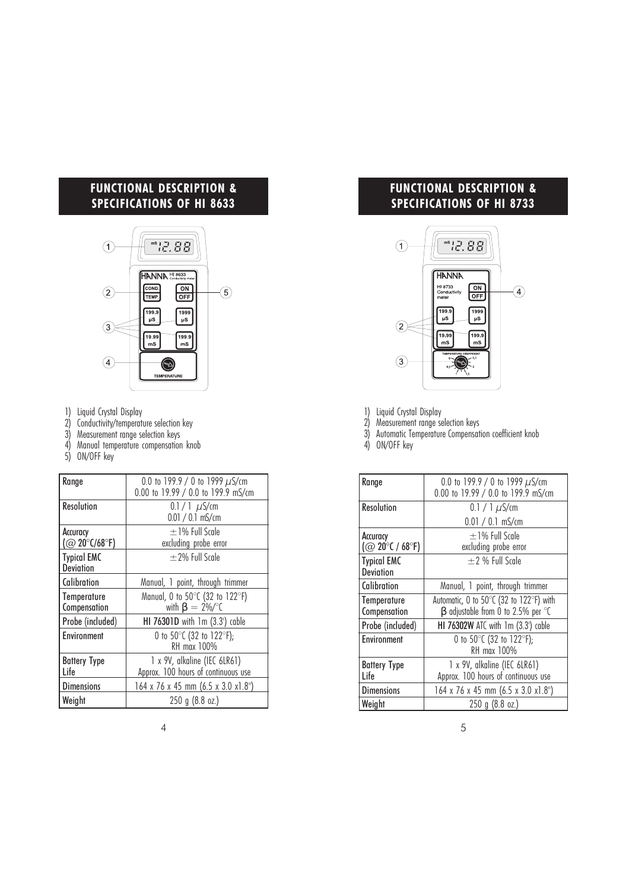## FUNCTIONAL DESCRIPTION & SPECIFICATIONS OF HI 8633

1) Liquid Crystal Display
2) Conductivity/temperature selection key
3) Measurement range selection keys
4) Manual temperature compensation knob
5) ON/OFF key

| Range | 0.0 to 199.9 / 0 to 1999 µS/cm<br>0.00 to 19.99 / 0.0 to 199.9 mS/cm |
|---|---|
| Resolution | 0.1 / 1 µS/cm<br>0.01 / 0.1 mS/cm |
| Accuracy (@ 20°C/68°F) | ±1% Full Scale<br>excluding probe error |
| Typical EMC Deviation | ±2% Full Scale |
| Calibration | Manual, 1 point, through trimmer |
| Temperature Compensation | Manual, 0 to 50°C (32 to 122°F)<br>with $\beta = 2\%/°C$ |
| Probe (included) | **HI 76301D** with 1m (3.3') cable |
| Environment | 0 to 50°C (32 to 122°F);<br>RH max 100% |
| Battery Type<br>Life | 1 x 9V, alkaline (IEC 6LR61)<br>Approx. 100 hours of continuous use |
| Dimensions | 164 x 76 x 45 mm (6.5 x 3.0 x1.8") |
| Weight | 250 g (8.8 oz.) |

## FUNCTIONAL DESCRIPTION & SPECIFICATIONS OF HI 8733

1) Liquid Crystal Display
2) Measurement range selection keys
3) Automatic Temperature Compensation coefficient knob
4) ON/OFF key

| Range | 0.0 to 199.9 / 0 to 1999 µS/cm<br>0.00 to 19.99 / 0.0 to 199.9 mS/cm |
|---|---|
| Resolution | 0.1 / 1 µS/cm<br>0.01 / 0.1 mS/cm |
| Accuracy (@ 20°C / 68°F) | ±1% Full Scale<br>excluding probe error |
| Typical EMC Deviation | ±2 % Full Scale |
| Calibration | Manual, 1 point, through trimmer |
| Temperature Compensation | Automatic, 0 to 50°C (32 to 122°F) with<br>$\beta$ adjustable from 0 to 2.5% per °C |
| Probe (included) | **HI 76302W** ATC with 1m (3.3') cable |
| Environment | 0 to 50°C (32 to 122°F);<br>RH max 100% |
| Battery Type<br>Life | 1 x 9V, alkaline (IEC 6LR61)<br>Approx. 100 hours of continuous use |
| Dimensions | 164 x 76 x 45 mm (6.5 x 3.0 x1.8") |
| Weight | 250 g (8.8 oz.) |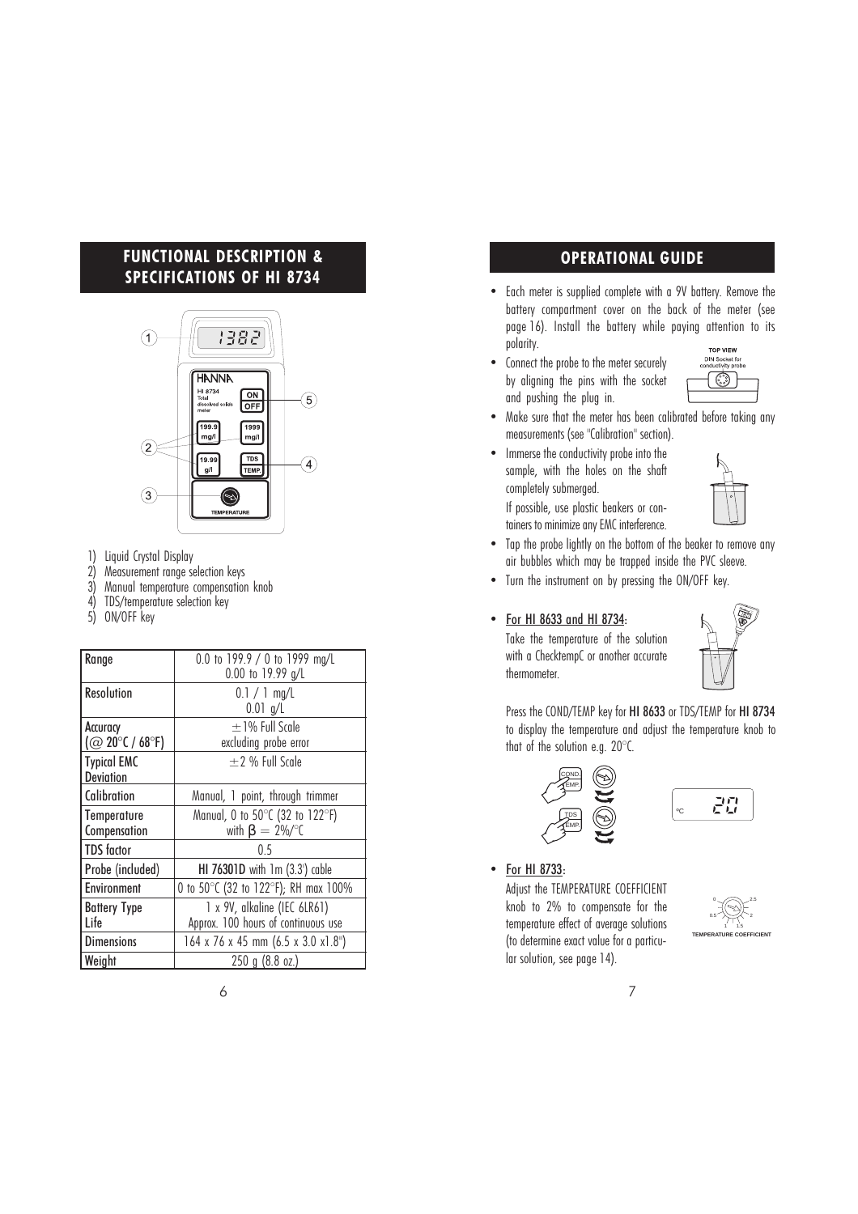## FUNCTIONAL DESCRIPTION & SPECIFICATIONS OF HI 8734

1) Liquid Crystal Display
2) Measurement range selection keys
3) Manual temperature compensation knob
4) TDS/temperature selection key
5) ON/OFF key

| Range | 0.0 to 199.9 / 0 to 1999 mg/L<br>0.00 to 19.99 g/L |
|---|---|
| Resolution | 0.1 / 1 mg/L<br>0.01 g/L |
| Accuracy (@ 20°C / 68°F) | ±1% Full Scale<br>excluding probe error |
| Typical EMC Deviation | ±2 % Full Scale |
| Calibration | Manual, 1 point, through trimmer |
| Temperature Compensation | Manual, 0 to 50°C (32 to 122°F)<br>with $\beta = 2\%/°C$ |
| TDS factor | 0.5 |
| Probe (included) | **HI 76301D** with 1m (3.3') cable |
| Environment | 0 to 50°C (32 to 122°F); RH max 100% |
| Battery Type Life | 1 x 9V, alkaline (IEC 6LR61)<br>Approx. 100 hours of continuous use |
| Dimensions | 164 x 76 x 45 mm (6.5 x 3.0 x1.8") |
| Weight | 250 g (8.8 oz.) |

## OPERATIONAL GUIDE

- Each meter is supplied complete with a 9V battery. Remove the battery compartment cover on the back of the meter (see page 16). Install the battery while paying attention to its polarity.
- Connect the probe to the meter securely by aligning the pins with the socket and pushing the plug in.
- Make sure that the meter has been calibrated before taking any measurements (see "Calibration" section).
- Immerse the conductivity probe into the sample, with the holes on the shaft completely submerged.
  If possible, use plastic beakers or containers to minimize any EMC interference.
- Tap the probe lightly on the bottom of the beaker to remove any air bubbles which may be trapped inside the PVC sleeve.
- Turn the instrument on by pressing the ON/OFF key.
- For HI 8633 and HI 8734:
  Take the temperature of the solution with a ChecktempC or another accurate thermometer.

  Press the COND/TEMP key for **HI 8633** or TDS/TEMP for **HI 8734** to display the temperature and adjust the temperature knob to that of the solution e.g. 20°C.
- For HI 8733:
  Adjust the TEMPERATURE COEFFICIENT knob to 2% to compensate for the temperature effect of average solutions (to determine exact value for a particular solution, see page 14).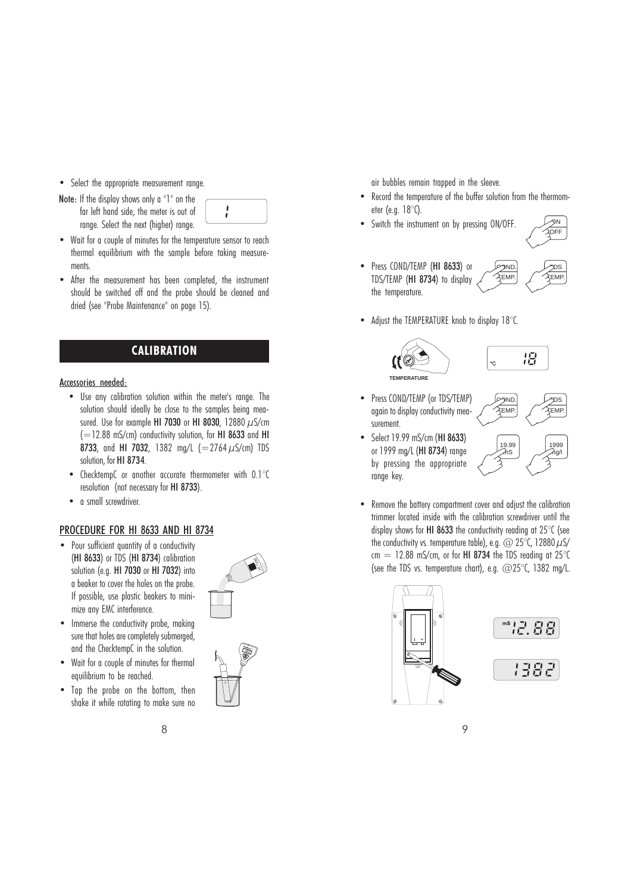- Select the appropriate measurement range.

**Note:** If the display shows only a "1" on the far left hand side, the meter is out of range. Select the next (higher) range.

- Wait for a couple of minutes for the temperature sensor to reach thermal equilibrium with the sample before taking measurements.
- After the measurement has been completed, the instrument should be switched off and the probe should be cleaned and dried (see "Probe Maintenance" on page 15).

## CALIBRATION

Accessories needed:

- Use any calibration solution within the meter's range. The solution should ideally be close to the samples being measured. Use for example **HI 7030** or **HI 8030**, 12880 µS/cm (=12.88 mS/cm) conductivity solution, for **HI 8633** and **HI 8733**, and **HI 7032**, 1382 mg/L (=2764 µS/cm) TDS solution, for **HI 8734**.
- ChecktempC or another accurate thermometer with 0.1°C resolution (not necessary for **HI 8733**).
- a small screwdriver.

### PROCEDURE FOR HI 8633 AND HI 8734

- Pour sufficient quantity of a conductivity (**HI 8633**) or TDS (**HI 8734**) calibration solution (e.g. **HI 7030** or **HI 7032**) into a beaker to cover the holes on the probe. If possible, use plastic beakers to minimize any EMC interference.
- Immerse the conductivity probe, making sure that holes are completely submerged, and the ChecktempC in the solution.
- Wait for a couple of minutes for thermal equilibrium to be reached.
- Tap the probe on the bottom, then shake it while rotating to make sure no air bubbles remain trapped in the sleeve.
- Record the temperature of the buffer solution from the thermometer (e.g. 18°C).
- Switch the instrument on by pressing ON/OFF.
- Press COND/TEMP (**HI 8633**) or TDS/TEMP (**HI 8734**) to display the temperature.
- Adjust the TEMPERATURE knob to display 18°C.
- Press COND/TEMP (or TDS/TEMP) again to display conductivity measurement.
- Select 19.99 mS/cm (**HI 8633**) or 1999 mg/L (**HI 8734**) range by pressing the appropriate range key.
- Remove the battery compartment cover and adjust the calibration trimmer located inside with the calibration screwdriver until the display shows for **HI 8633** the conductivity reading at 25°C (see the conductivity vs. temperature table), e.g. @ 25°C, 12880 µS/cm = 12.88 mS/cm, or for **HI 8734** the TDS reading at 25°C (see the TDS vs. temperature chart), e.g. @25°C, 1382 mg/L.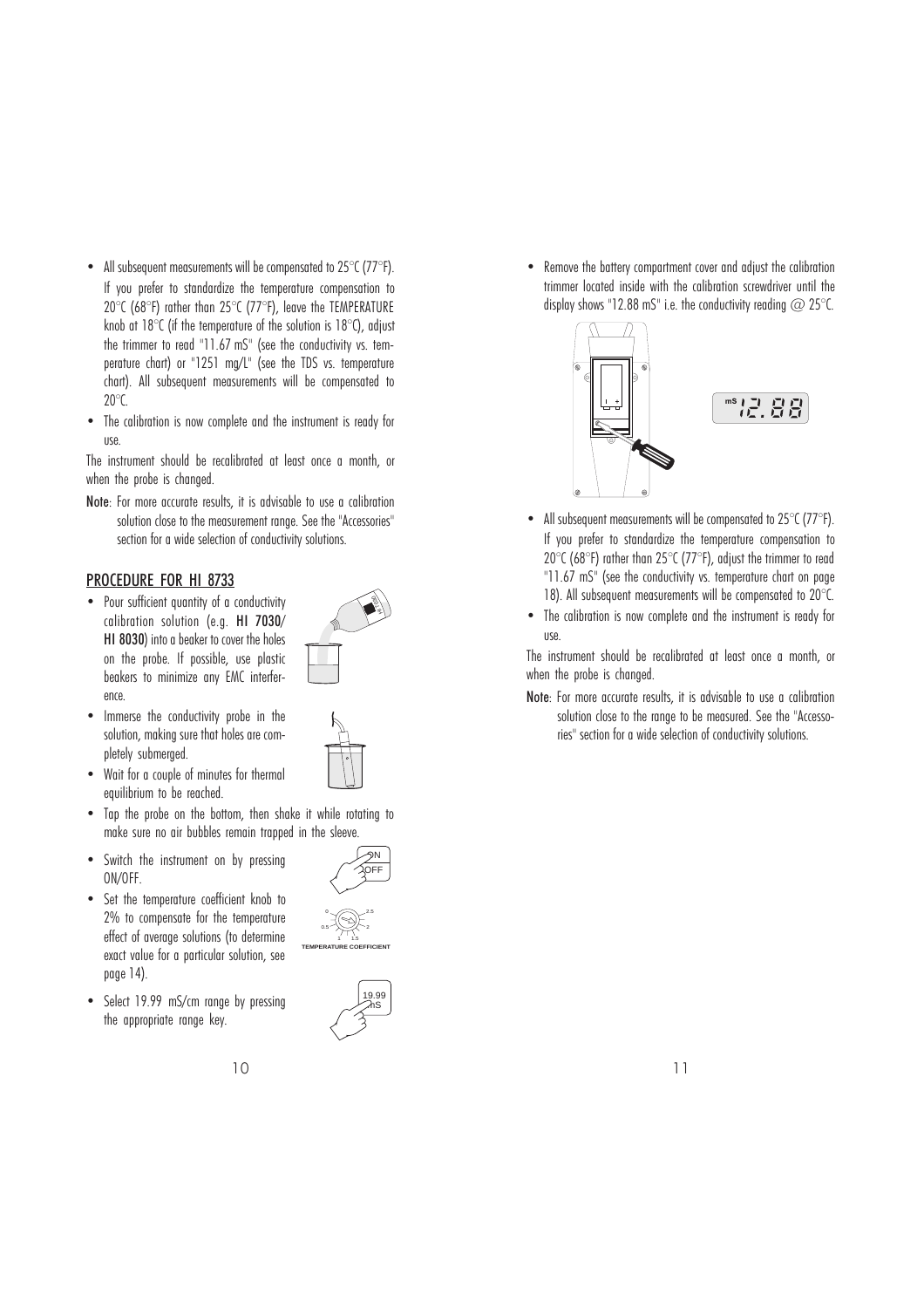- All subsequent measurements will be compensated to 25°C (77°F).

  If you prefer to standardize the temperature compensation to 20°C (68°F) rather than 25°C (77°F), leave the TEMPERATURE knob at 18°C (if the temperature of the solution is 18°C), adjust the trimmer to read "11.67 mS" (see the conductivity vs. temperature chart) or "1251 mg/L" (see the TDS vs. temperature chart). All subsequent measurements will be compensated to 20°C.
- The calibration is now complete and the instrument is ready for use.

The instrument should be recalibrated at least once a month, or when the probe is changed.

**Note**: For more accurate results, it is advisable to use a calibration solution close to the measurement range. See the "Accessories" section for a wide selection of conductivity solutions.

## PROCEDURE FOR HI 8733

- Pour sufficient quantity of a conductivity calibration solution (e.g. **HI 7030**/ **HI 8030**) into a beaker to cover the holes on the probe. If possible, use plastic beakers to minimize any EMC interference.
- Immerse the conductivity probe in the solution, making sure that holes are completely submerged.
- Wait for a couple of minutes for thermal equilibrium to be reached.
- Tap the probe on the bottom, then shake it while rotating to make sure no air bubbles remain trapped in the sleeve.
- Switch the instrument on by pressing ON/OFF.
- Set the temperature coefficient knob to 2% to compensate for the temperature effect of average solutions (to determine exact value for a particular solution, see page 14).
- Select 19.99 mS/cm range by pressing the appropriate range key.
- Remove the battery compartment cover and adjust the calibration trimmer located inside with the calibration screwdriver until the display shows "12.88 mS" i.e. the conductivity reading @ 25°C.
- All subsequent measurements will be compensated to 25°C (77°F).

  If you prefer to standardize the temperature compensation to 20°C (68°F) rather than 25°C (77°F), adjust the trimmer to read "11.67 mS" (see the conductivity vs. temperature chart on page 18). All subsequent measurements will be compensated to 20°C.
- The calibration is now complete and the instrument is ready for use.

The instrument should be recalibrated at least once a month, or when the probe is changed.

**Note**: For more accurate results, it is advisable to use a calibration solution close to the range to be measured. See the "Accessories" section for a wide selection of conductivity solutions.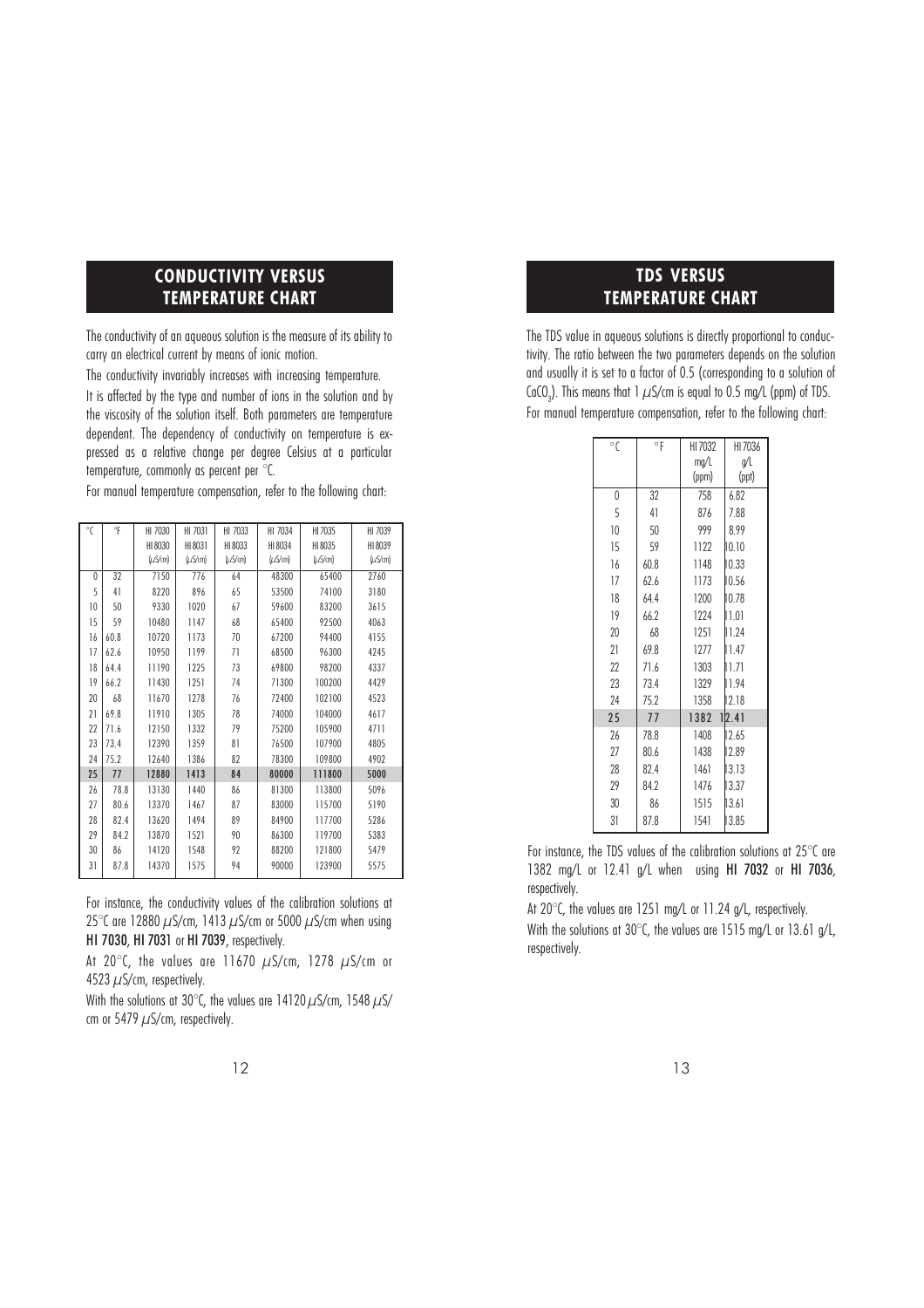## CONDUCTIVITY VERSUS TEMPERATURE CHART

The conductivity of an aqueous solution is the measure of its ability to carry an electrical current by means of ionic motion.

The conductivity invariably increases with increasing temperature.

It is affected by the type and number of ions in the solution and by the viscosity of the solution itself. Both parameters are temperature dependent. The dependency of conductivity on temperature is expressed as a relative change per degree Celsius at a particular temperature, commonly as percent per °C.

For manual temperature compensation, refer to the following chart:

| °C | °F | HI 7030 HI 8030 (µS/cm) | HI 7031 HI 8031 (µS/cm) | HI 7033 HI 8033 (µS/cm) | HI 7034 HI 8034 (µS/cm) | HI 7035 HI 8035 (µS/cm) | HI 7039 HI 8039 (µS/cm) |
|---|---|---|---|---|---|---|---|
| 0 | 32 | 7150 | 776 | 64 | 48300 | 65400 | 2760 |
| 5 | 41 | 8220 | 896 | 65 | 53500 | 74100 | 3180 |
| 10 | 50 | 9330 | 1020 | 67 | 59600 | 83200 | 3615 |
| 15 | 59 | 10480 | 1147 | 68 | 65400 | 92500 | 4063 |
| 16 | 60.8 | 10720 | 1173 | 70 | 67200 | 94400 | 4155 |
| 17 | 62.6 | 10950 | 1199 | 71 | 68500 | 96300 | 4245 |
| 18 | 64.4 | 11190 | 1225 | 73 | 69800 | 98200 | 4337 |
| 19 | 66.2 | 11430 | 1251 | 74 | 71300 | 100200 | 4429 |
| 20 | 68 | 11670 | 1278 | 76 | 72400 | 102100 | 4523 |
| 21 | 69.8 | 11910 | 1305 | 78 | 74000 | 104000 | 4617 |
| 22 | 71.6 | 12150 | 1332 | 79 | 75200 | 105900 | 4711 |
| 23 | 73.4 | 12390 | 1359 | 81 | 76500 | 107900 | 4805 |
| 24 | 75.2 | 12640 | 1386 | 82 | 78300 | 109800 | 4902 |
| **25** | **77** | **12880** | **1413** | **84** | **80000** | **111800** | **5000** |
| 26 | 78.8 | 13130 | 1440 | 86 | 81300 | 113800 | 5096 |
| 27 | 80.6 | 13370 | 1467 | 87 | 83000 | 115700 | 5190 |
| 28 | 82.4 | 13620 | 1494 | 89 | 84900 | 117700 | 5286 |
| 29 | 84.2 | 13870 | 1521 | 90 | 86300 | 119700 | 5383 |
| 30 | 86 | 14120 | 1548 | 92 | 88200 | 121800 | 5479 |
| 31 | 87.8 | 14370 | 1575 | 94 | 90000 | 123900 | 5575 |

For instance, the conductivity values of the calibration solutions at 25°C are 12880 µS/cm, 1413 µS/cm or 5000 µS/cm when using **HI 7030**, **HI 7031** or **HI 7039**, respectively.

At 20°C, the values are 11670 µS/cm, 1278 µS/cm or 4523 µS/cm, respectively.

With the solutions at 30°C, the values are 14120 µS/cm, 1548 µS/cm or 5479 µS/cm, respectively.

## TDS VERSUS TEMPERATURE CHART

The TDS value in aqueous solutions is directly proportional to conductivity. The ratio between the two parameters depends on the solution and usually it is set to a factor of 0.5 (corresponding to a solution of $CaCO_3$). This means that 1 µS/cm is equal to 0.5 mg/L (ppm) of TDS.

For manual temperature compensation, refer to the following chart:

| °C | °F | HI 7032 mg/L (ppm) | HI 7036 g/L (ppt) |
|---|---|---|---|
| 0 | 32 | 758 | 6.82 |
| 5 | 41 | 876 | 7.88 |
| 10 | 50 | 999 | 8.99 |
| 15 | 59 | 1122 | 10.10 |
| 16 | 60.8 | 1148 | 10.33 |
| 17 | 62.6 | 1173 | 10.56 |
| 18 | 64.4 | 1200 | 10.78 |
| 19 | 66.2 | 1224 | 11.01 |
| 20 | 68 | 1251 | 11.24 |
| 21 | 69.8 | 1277 | 11.47 |
| 22 | 71.6 | 1303 | 11.71 |
| 23 | 73.4 | 1329 | 11.94 |
| 24 | 75.2 | 1358 | 12.18 |
| **25** | **77** | **1382** | **12.41** |
| 26 | 78.8 | 1408 | 12.65 |
| 27 | 80.6 | 1438 | 12.89 |
| 28 | 82.4 | 1461 | 13.13 |
| 29 | 84.2 | 1476 | 13.37 |
| 30 | 86 | 1515 | 13.61 |
| 31 | 87.8 | 1541 | 13.85 |

For instance, the TDS values of the calibration solutions at 25°C are 1382 mg/L or 12.41 g/L when using **HI 7032** or **HI 7036**, respectively.

At 20°C, the values are 1251 mg/L or 11.24 g/L, respectively.

With the solutions at 30°C, the values are 1515 mg/L or 13.61 g/L, respectively.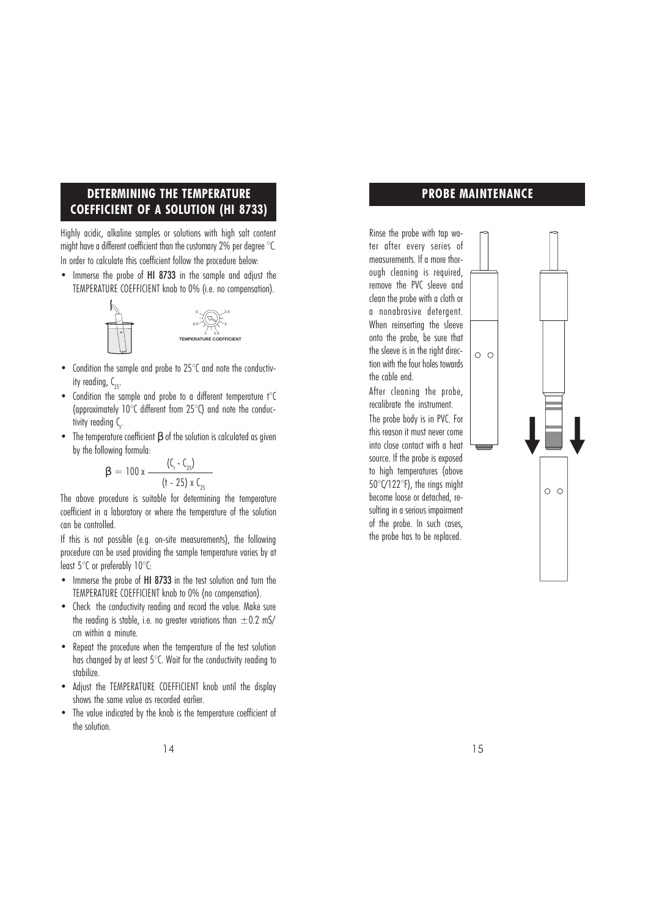## DETERMINING THE TEMPERATURE COEFFICIENT OF A SOLUTION (HI 8733)

Highly acidic, alkaline samples or solutions with high salt content might have a different coefficient than the customary 2% per degree °C.

In order to calculate this coefficient follow the procedure below:

- Immerse the probe of **HI 8733** in the sample and adjust the TEMPERATURE COEFFICIENT knob to 0% (i.e. no compensation).
- Condition the sample and probe to 25°C and note the conductivity reading, $C_{25}$.
- Condition the sample and probe to a different temperature t°C (approximately 10°C different from 25°C) and note the conductivity reading $C_t$.
- The temperature coefficient $\beta$ of the solution is calculated as given by the following formula:

$$\beta = 100 \times \frac{(C_t - C_{25})}{(t - 25) \times C_{25}}$$

The above procedure is suitable for determining the temperature coefficient in a laboratory or where the temperature of the solution can be controlled.

If this is not possible (e.g. on-site measurements), the following procedure can be used providing the sample temperature varies by at least 5°C or preferably 10°C:

- Immerse the probe of **HI 8733** in the test solution and turn the TEMPERATURE COEFFICIENT knob to 0% (no compensation).
- Check the conductivity reading and record the value. Make sure the reading is stable, i.e. no greater variations than ±0.2 mS/cm within a minute.
- Repeat the procedure when the temperature of the test solution has changed by at least 5°C. Wait for the conductivity reading to stabilize.
- Adjust the TEMPERATURE COEFFICIENT knob until the display shows the same value as recorded earlier.
- The value indicated by the knob is the temperature coefficient of the solution.

## PROBE MAINTENANCE

Rinse the probe with tap water after every series of measurements. If a more thorough cleaning is required, remove the PVC sleeve and clean the probe with a cloth or a nonabrasive detergent. When reinserting the sleeve onto the probe, be sure that the sleeve is in the right direction with the four holes towards the cable end.

After cleaning the probe, recalibrate the instrument.

The probe body is in PVC. For this reason it must never come into close contact with a heat source. If the probe is exposed to high temperatures (above 50°C/122°F), the rings might become loose or detached, resulting in a serious impairment of the probe. In such cases, the probe has to be replaced.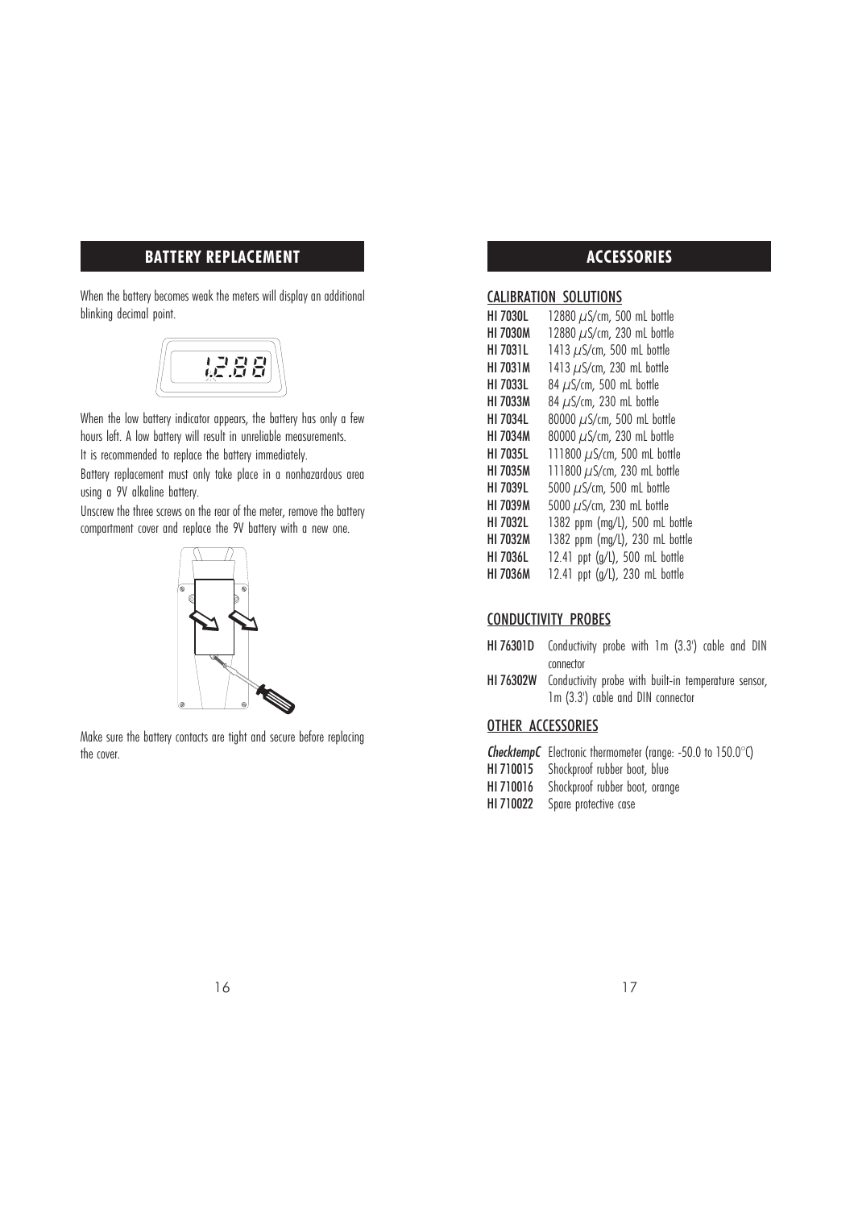## BATTERY REPLACEMENT

When the battery becomes weak the meters will display an additional blinking decimal point.

When the low battery indicator appears, the battery has only a few hours left. A low battery will result in unreliable measurements.

It is recommended to replace the battery immediately.

Battery replacement must only take place in a nonhazardous area using a 9V alkaline battery.

Unscrew the three screws on the rear of the meter, remove the battery compartment cover and replace the 9V battery with a new one.

Make sure the battery contacts are tight and secure before replacing the cover.

## ACCESSORIES

### CALIBRATION SOLUTIONS

| | |
|---|---|
| **HI 7030L** | 12880 µS/cm, 500 mL bottle |
| **HI 7030M** | 12880 µS/cm, 230 mL bottle |
| **HI 7031L** | 1413 µS/cm, 500 mL bottle |
| **HI 7031M** | 1413 µS/cm, 230 mL bottle |
| **HI 7033L** | 84 µS/cm, 500 mL bottle |
| **HI 7033M** | 84 µS/cm, 230 mL bottle |
| **HI 7034L** | 80000 µS/cm, 500 mL bottle |
| **HI 7034M** | 80000 µS/cm, 230 mL bottle |
| **HI 7035L** | 111800 µS/cm, 500 mL bottle |
| **HI 7035M** | 111800 µS/cm, 230 mL bottle |
| **HI 7039L** | 5000 µS/cm, 500 mL bottle |
| **HI 7039M** | 5000 µS/cm, 230 mL bottle |
| **HI 7032L** | 1382 ppm (mg/L), 500 mL bottle |
| **HI 7032M** | 1382 ppm (mg/L), 230 mL bottle |
| **HI 7036L** | 12.41 ppt (g/L), 500 mL bottle |
| **HI 7036M** | 12.41 ppt (g/L), 230 mL bottle |

### CONDUCTIVITY PROBES

| | |
|---|---|
| **HI 76301D** | Conductivity probe with 1m (3.3') cable and DIN connector |
| **HI 76302W** | Conductivity probe with built-in temperature sensor, 1m (3.3') cable and DIN connector |

### OTHER ACCESSORIES

| | |
|---|---|
| ***ChecktempC*** | Electronic thermometer (range: -50.0 to 150.0°C) |
| **HI 710015** | Shockproof rubber boot, blue |
| **HI 710016** | Shockproof rubber boot, orange |
| **HI 710022** | Spare protective case |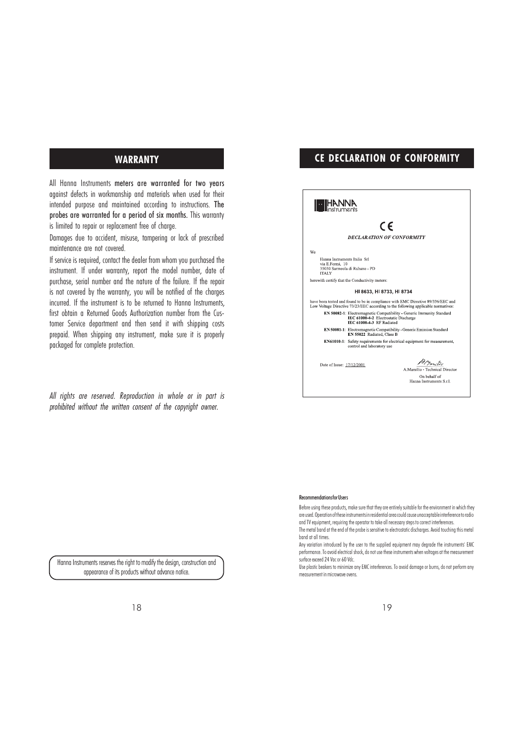## WARRANTY

All Hanna Instruments **meters are warranted for two years** against defects in workmanship and materials when used for their intended purpose and maintained according to instructions. **The probes are warranted for a period of six months.** This warranty is limited to repair or replacement free of charge.

Damages due to accident, misuse, tampering or lack of prescribed maintenance are not covered.

If service is required, contact the dealer from whom you purchased the instrument. If under warranty, report the model number, date of purchase, serial number and the nature of the failure. If the repair is not covered by the warranty, you will be notified of the charges incurred. If the instrument is to be returned to Hanna Instruments, first obtain a Returned Goods Authorization number from the Customer Service department and then send it with shipping costs prepaid. When shipping any instrument, make sure it is properly packaged for complete protection.

*All rights are reserved. Reproduction in whole or in part is prohibited without the written consent of the copyright owner.*

Hanna Instruments reserves the right to modify the design, construction and appearance of its products without advance notice.

## CE DECLARATION OF CONFORMITY

HANNA instruments

CE

*DECLARATION OF CONFORMITY*

We

Hanna Instruments Italia Srl
via E.Fermi, 10
35030 Sarmeola di Rubano - PD
ITALY

herewith certify that the Conductivity meters:

**HI 8633, HI 8733, HI 8734**

have been tested and found to be in compliance with EMC Directive 89/336/EEC and Low Voltage Directive 73/23/EEC according to the following applicable normatives:

**EN 50082-1**: Electromagnetic Compatibility - Generic Immunity Standard
**IEC 61000-4-2** Electrostatic Discharge
**IEC 61000-4-3** RF Radiated

**EN 50081-1**: Electromagnetic Compatibility - Generic Emission Standard
**EN 55022** Radiated, Class B

**EN61010-1**: Safety requirements for electrical equipment for measurement, control and laboratory use

Date of Issue: 17/12/2001

A.Marsilio - Technical Director
On behalf of
Hanna Instruments S.r.l.

**Recommendations for Users**

Before using these products, make sure that they are entirely suitable for the environment in which they are used. Operation of these instruments in residential area could cause unacceptable interference to radio and TV equipment, requiring the operator to take all necessary steps to correct interferences.

The metal band at the end of the probe is sensitive to electrostatic discharges. Avoid touching this metal band at all times.

Any variation introduced by the user to the supplied equipment may degrade the instruments' EMC performance. To avoid electrical shock, do not use these instruments when voltages at the measurement surface exceed 24 Vac or 60 Vdc.

Use plastic beakers to minimize any EMC interferences. To avoid damage or burns, do not perform any measurement in microwave ovens.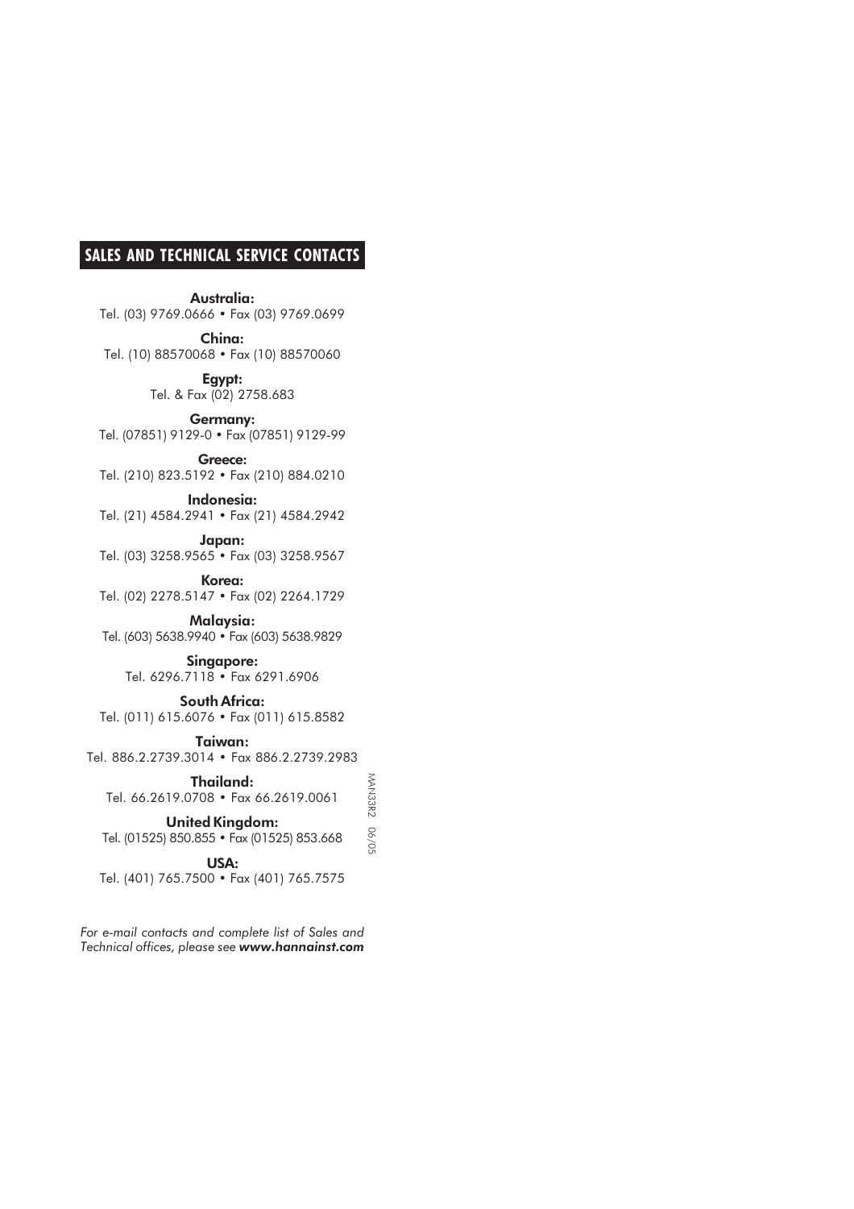## SALES AND TECHNICAL SERVICE CONTACTS

**Australia:**
Tel. (03) 9769.0666 • Fax (03) 9769.0699

**China:**
Tel. (10) 88570068 • Fax (10) 88570060

**Egypt:**
Tel. & Fax (02) 2758.683

**Germany:**
Tel. (07851) 9129-0 • Fax (07851) 9129-99

**Greece:**
Tel. (210) 823.5192 • Fax (210) 884.0210

**Indonesia:**
Tel. (21) 4584.2941 • Fax (21) 4584.2942

**Japan:**
Tel. (03) 3258.9565 • Fax (03) 3258.9567

**Korea:**
Tel. (02) 2278.5147 • Fax (02) 2264.1729

**Malaysia:**
Tel. (603) 5638.9940 • Fax (603) 5638.9829

**Singapore:**
Tel. 6296.7118 • Fax 6291.6906

**South Africa:**
Tel. (011) 615.6076 • Fax (011) 615.8582

**Taiwan:**
Tel. 886.2.2739.3014 • Fax 886.2.2739.2983

**Thailand:**
Tel. 66.2619.0708 • Fax 66.2619.0061

**United Kingdom:**
Tel. (01525) 850.855 • Fax (01525) 853.668

**USA:**
Tel. (401) 765.7500 • Fax (401) 765.7575

*For e-mail contacts and complete list of Sales and Technical offices, please see **www.hannainst.com***

MAN33R2 06/05